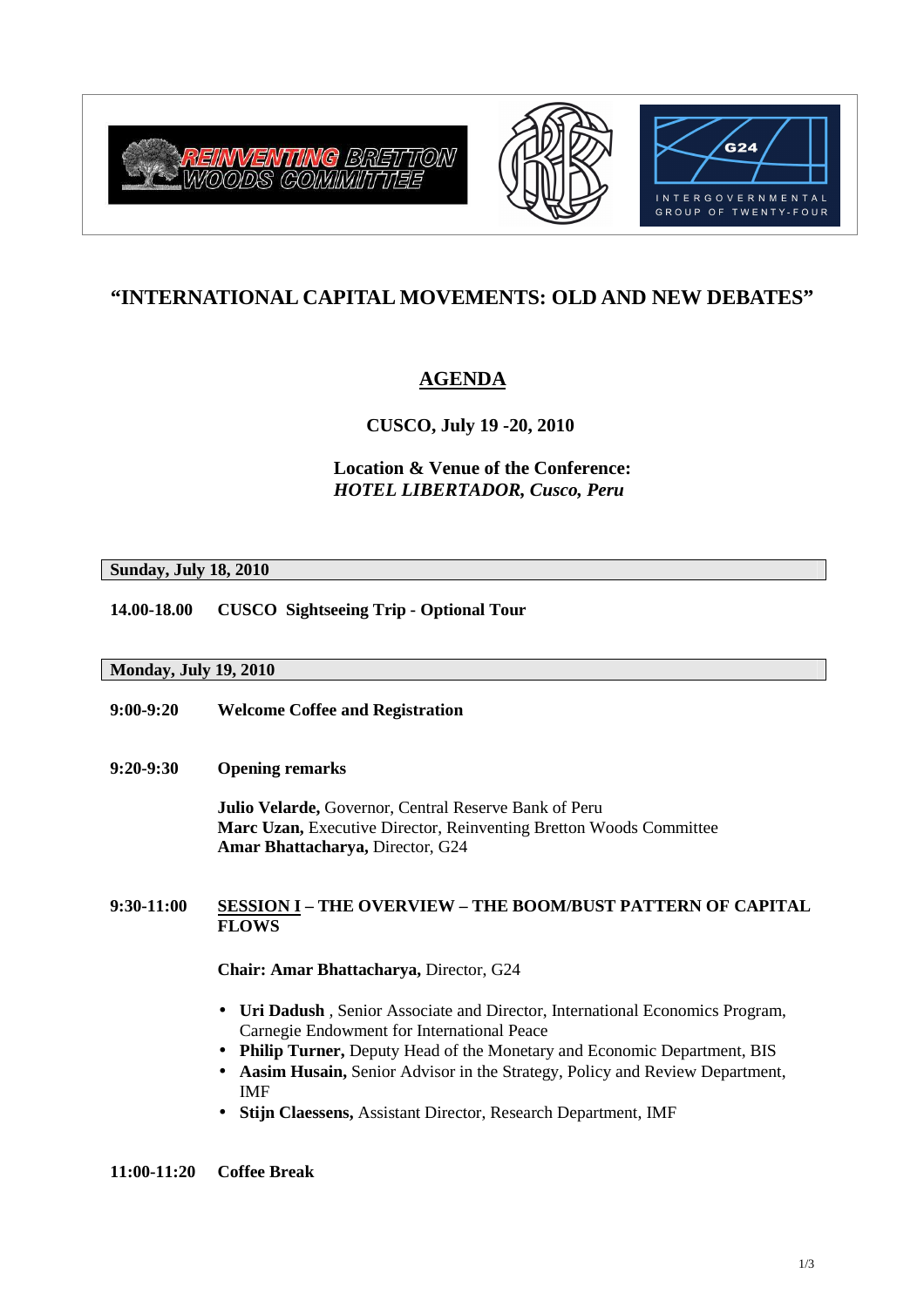# "INTERNATIONAL CAPITAL MOVEMENTS: OLD AND NEW DEBATES"

## AGENDA

**CUSCO, July 19 -20, 2010**

**Location & Venue of the Conference:**
***HOTEL LIBERTADOR, Cusco, Peru***

**Sunday, July 18, 2010**

**14.00-18.00** **CUSCO Sightseeing Trip - Optional Tour**

**Monday, July 19, 2010**

**9:00-9:20** **Welcome Coffee and Registration**

**9:20-9:30** **Opening remarks**

**Julio Velarde,** Governor, Central Reserve Bank of Peru
**Marc Uzan,** Executive Director, Reinventing Bretton Woods Committee
**Amar Bhattacharya,** Director, G24

**9:30-11:00** **SESSION I – THE OVERVIEW – THE BOOM/BUST PATTERN OF CAPITAL FLOWS**

**Chair: Amar Bhattacharya,** Director, G24

- **Uri Dadush** , Senior Associate and Director, International Economics Program, Carnegie Endowment for International Peace
- **Philip Turner,** Deputy Head of the Monetary and Economic Department, BIS
- **Aasim Husain,** Senior Advisor in the Strategy, Policy and Review Department, IMF
- **Stijn Claessens,** Assistant Director, Research Department, IMF

**11:00-11:20** **Coffee Break**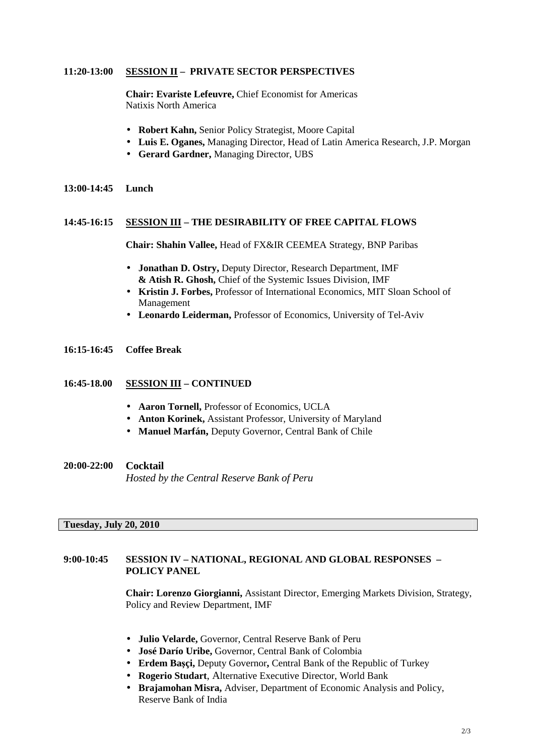**11:20-13:00** **SESSION II – PRIVATE SECTOR PERSPECTIVES**

**Chair: Evariste Lefeuvre,** Chief Economist for Americas
Natixis North America

- **Robert Kahn,** Senior Policy Strategist, Moore Capital
- **Luis E. Oganes,** Managing Director, Head of Latin America Research, J.P. Morgan
- **Gerard Gardner,** Managing Director, UBS

**13:00-14:45** **Lunch**

**14:45-16:15** **SESSION III – THE DESIRABILITY OF FREE CAPITAL FLOWS**

**Chair: Shahin Vallee,** Head of FX&IR CEEMEA Strategy, BNP Paribas

- **Jonathan D. Ostry,** Deputy Director, Research Department, IMF
  **& Atish R. Ghosh,** Chief of the Systemic Issues Division, IMF
- **Kristin J. Forbes,** Professor of International Economics, MIT Sloan School of Management
- **Leonardo Leiderman,** Professor of Economics, University of Tel-Aviv

**16:15-16:45** **Coffee Break**

**16:45-18.00** **SESSION III – CONTINUED**

- **Aaron Tornell,** Professor of Economics, UCLA
- **Anton Korinek,** Assistant Professor, University of Maryland
- **Manuel Marfán,** Deputy Governor, Central Bank of Chile

**20:00-22:00** **Cocktail**
*Hosted by the Central Reserve Bank of Peru*

**Tuesday, July 20, 2010**

**9:00-10:45** **SESSION IV – NATIONAL, REGIONAL AND GLOBAL RESPONSES – POLICY PANEL**

**Chair: Lorenzo Giorgianni,** Assistant Director, Emerging Markets Division, Strategy, Policy and Review Department, IMF

- **Julio Velarde,** Governor, Central Reserve Bank of Peru
- **José Darío Uribe,** Governor, Central Bank of Colombia
- **Erdem Başçi,** Deputy Governor**,** Central Bank of the Republic of Turkey
- **Rogerio Studart**, Alternative Executive Director, World Bank
- **Brajamohan Misra,** Adviser, Department of Economic Analysis and Policy, Reserve Bank of India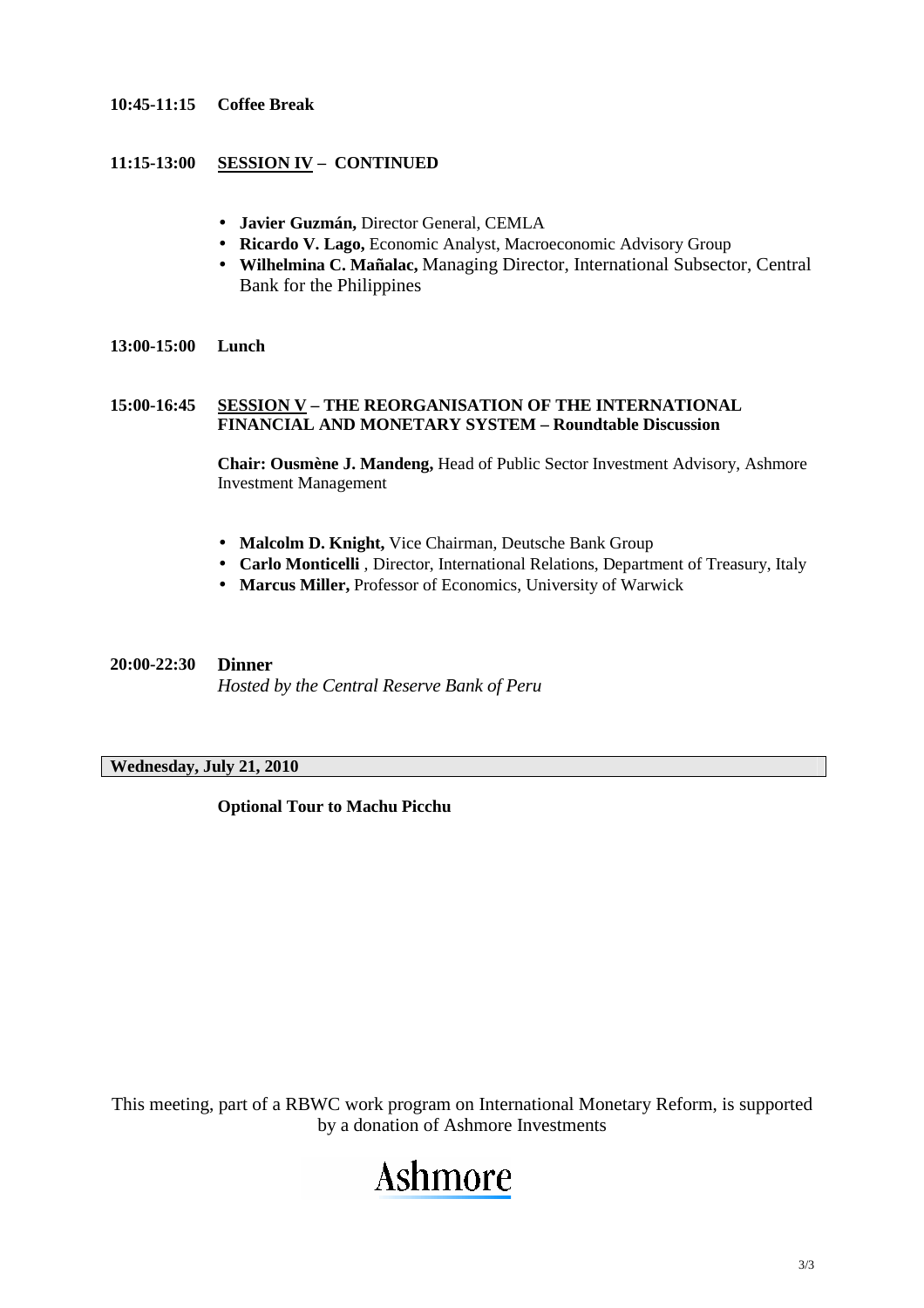**10:45-11:15 Coffee Break**

**11:15-13:00 SESSION IV – CONTINUED**

- **Javier Guzmán,** Director General, CEMLA
- **Ricardo V. Lago,** Economic Analyst, Macroeconomic Advisory Group
- **Wilhelmina C. Mañalac,** Managing Director, International Subsector, Central Bank for the Philippines

**13:00-15:00 Lunch**

**15:00-16:45 SESSION V – THE REORGANISATION OF THE INTERNATIONAL FINANCIAL AND MONETARY SYSTEM – Roundtable Discussion**

**Chair: Ousmène J. Mandeng,** Head of Public Sector Investment Advisory, Ashmore Investment Management

- **Malcolm D. Knight,** Vice Chairman, Deutsche Bank Group
- **Carlo Monticelli** , Director, International Relations, Department of Treasury, Italy
- **Marcus Miller,** Professor of Economics, University of Warwick

**20:00-22:30 Dinner**

*Hosted by the Central Reserve Bank of Peru*

**Wednesday, July 21, 2010**

**Optional Tour to Machu Picchu**

This meeting, part of a RBWC work program on International Monetary Reform, is supported by a donation of Ashmore Investments

Ashmore